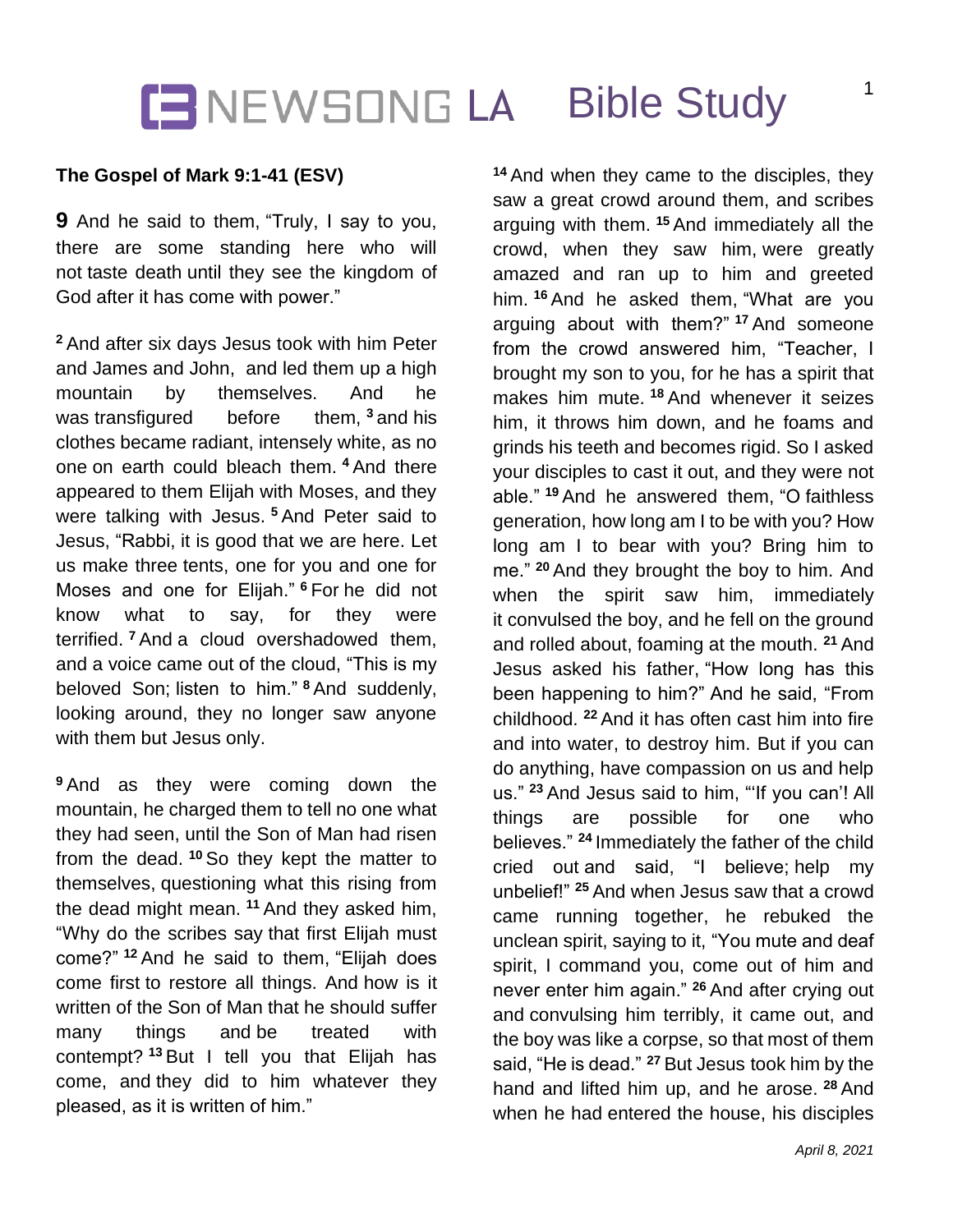# NEWSONG LA Bible Study

**The Gospel of Mark 9:1-41 (ESV)**

**9** And he said to them, "Truly, I say to you, there are some standing here who will not taste death until they see the kingdom of God after it has come with power."

[2] And after six days Jesus took with him Peter and James and John, and led them up a high mountain by themselves. And he was transfigured before them, [3] and his clothes became radiant, intensely white, as no one on earth could bleach them. [4] And there appeared to them Elijah with Moses, and they were talking with Jesus. [5] And Peter said to Jesus, "Rabbi, it is good that we are here. Let us make three tents, one for you and one for Moses and one for Elijah." [6] For he did not know what to say, for they were terrified. [7] And a cloud overshadowed them, and a voice came out of the cloud, "This is my beloved Son; listen to him." [8] And suddenly, looking around, they no longer saw anyone with them but Jesus only.

[9] And as they were coming down the mountain, he charged them to tell no one what they had seen, until the Son of Man had risen from the dead. [10] So they kept the matter to themselves, questioning what this rising from the dead might mean. [11] And they asked him, "Why do the scribes say that first Elijah must come?" [12] And he said to them, "Elijah does come first to restore all things. And how is it written of the Son of Man that he should suffer many things and be treated with contempt? [13] But I tell you that Elijah has come, and they did to him whatever they pleased, as it is written of him."

[14] And when they came to the disciples, they saw a great crowd around them, and scribes arguing with them. [15] And immediately all the crowd, when they saw him, were greatly amazed and ran up to him and greeted him. [16] And he asked them, "What are you arguing about with them?" [17] And someone from the crowd answered him, "Teacher, I brought my son to you, for he has a spirit that makes him mute. [18] And whenever it seizes him, it throws him down, and he foams and grinds his teeth and becomes rigid. So I asked your disciples to cast it out, and they were not able." [19] And he answered them, "O faithless generation, how long am I to be with you? How long am I to bear with you? Bring him to me." [20] And they brought the boy to him. And when the spirit saw him, immediately it convulsed the boy, and he fell on the ground and rolled about, foaming at the mouth. [21] And Jesus asked his father, "How long has this been happening to him?" And he said, "From childhood. [22] And it has often cast him into fire and into water, to destroy him. But if you can do anything, have compassion on us and help us." [23] And Jesus said to him, "'If you can'! All things are possible for one who believes." [24] Immediately the father of the child cried out and said, "I believe; help my unbelief!" [25] And when Jesus saw that a crowd came running together, he rebuked the unclean spirit, saying to it, "You mute and deaf spirit, I command you, come out of him and never enter him again." [26] And after crying out and convulsing him terribly, it came out, and the boy was like a corpse, so that most of them said, "He is dead." [27] But Jesus took him by the hand and lifted him up, and he arose. [28] And when he had entered the house, his disciples

*April 8, 2021*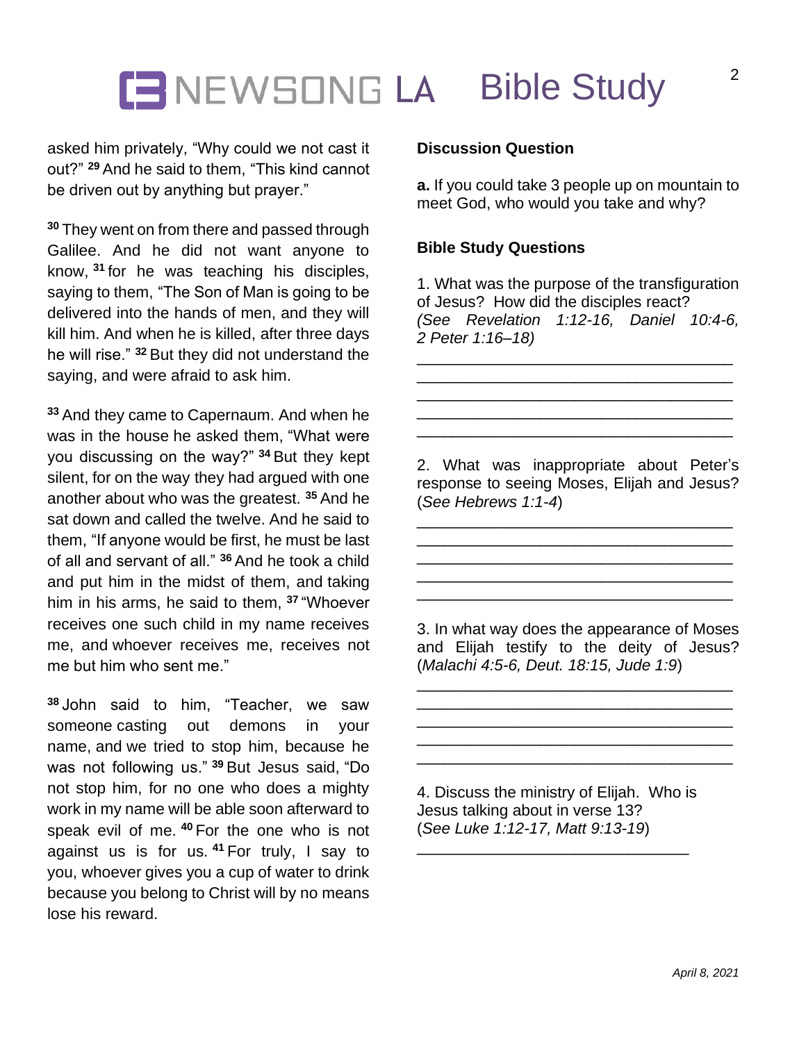asked him privately, "Why could we not cast it out?" [29] And he said to them, "This kind cannot be driven out by anything but prayer."

[30] They went on from there and passed through Galilee. And he did not want anyone to know, [31] for he was teaching his disciples, saying to them, "The Son of Man is going to be delivered into the hands of men, and they will kill him. And when he is killed, after three days he will rise." [32] But they did not understand the saying, and were afraid to ask him.

[33] And they came to Capernaum. And when he was in the house he asked them, "What were you discussing on the way?" [34] But they kept silent, for on the way they had argued with one another about who was the greatest. [35] And he sat down and called the twelve. And he said to them, "If anyone would be first, he must be last of all and servant of all." [36] And he took a child and put him in the midst of them, and taking him in his arms, he said to them, [37] "Whoever receives one such child in my name receives me, and whoever receives me, receives not me but him who sent me."

[38] John said to him, "Teacher, we saw someone casting out demons in your name, and we tried to stop him, because he was not following us." [39] But Jesus said, "Do not stop him, for no one who does a mighty work in my name will be able soon afterward to speak evil of me. [40] For the one who is not against us is for us. [41] For truly, I say to you, whoever gives you a cup of water to drink because you belong to Christ will by no means lose his reward.

**Discussion Question**

**a.** If you could take 3 people up on mountain to meet God, who would you take and why?

**Bible Study Questions**

1. What was the purpose of the transfiguration of Jesus? How did the disciples react? *(See Revelation 1:12-16, Daniel 10:4-6, 2 Peter 1:16–18)*

___________________________________
___________________________________
___________________________________
___________________________________
___________________________________

2. What was inappropriate about Peter's response to seeing Moses, Elijah and Jesus? (*See Hebrews 1:1-4*)

___________________________________
___________________________________
___________________________________
___________________________________
___________________________________

3. In what way does the appearance of Moses and Elijah testify to the deity of Jesus? (*Malachi 4:5-6, Deut. 18:15, Jude 1:9*)

___________________________________
___________________________________
___________________________________
___________________________________
___________________________________

4. Discuss the ministry of Elijah. Who is Jesus talking about in verse 13? (*See Luke 1:12-17, Matt 9:13-19*)

______________________________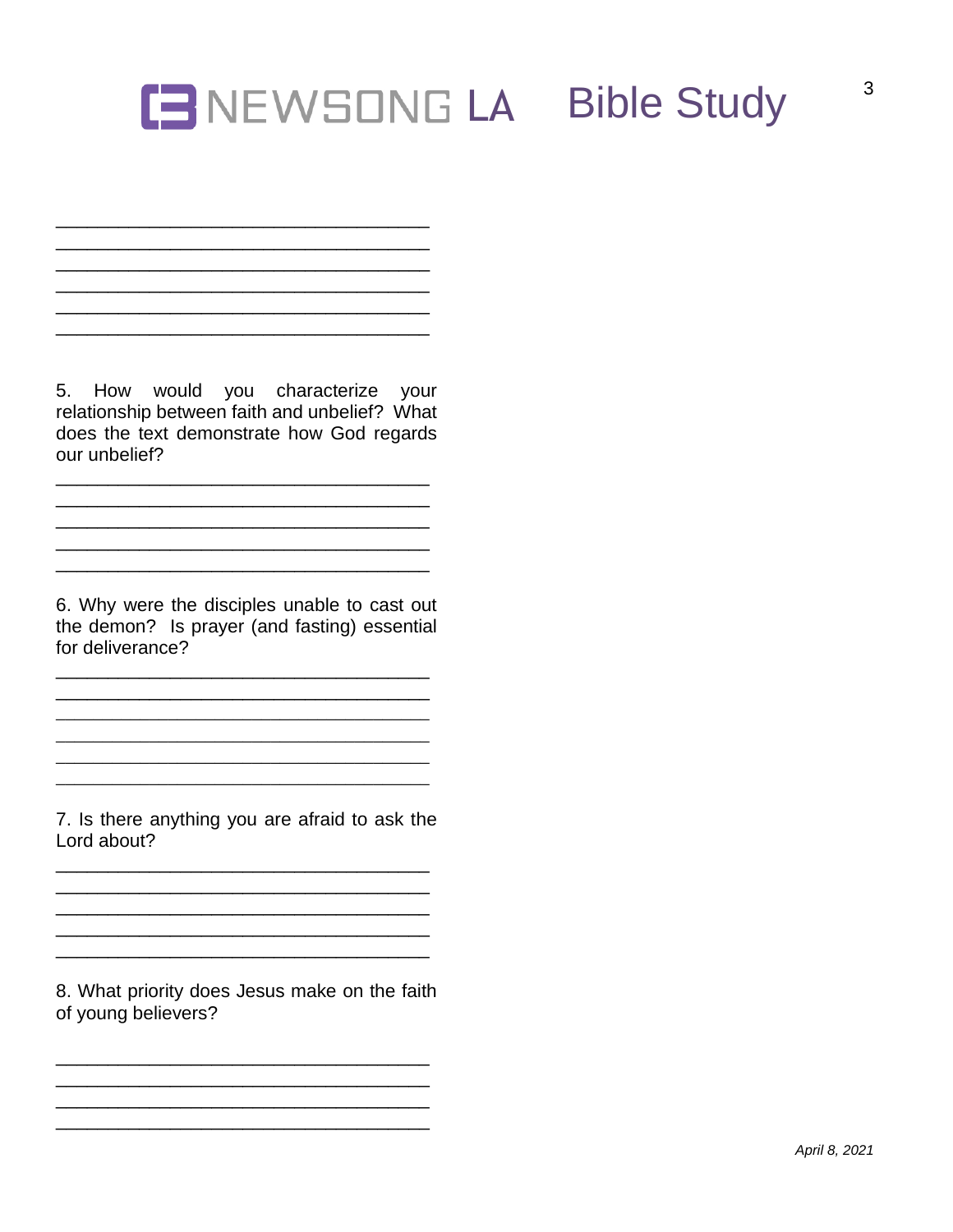5. How would you characterize your relationship between faith and unbelief? What does the text demonstrate how God regards our unbelief?

6. Why were the disciples unable to cast out the demon? Is prayer (and fasting) essential for deliverance?

7. Is there anything you are afraid to ask the Lord about?

8. What priority does Jesus make on the faith of young believers?